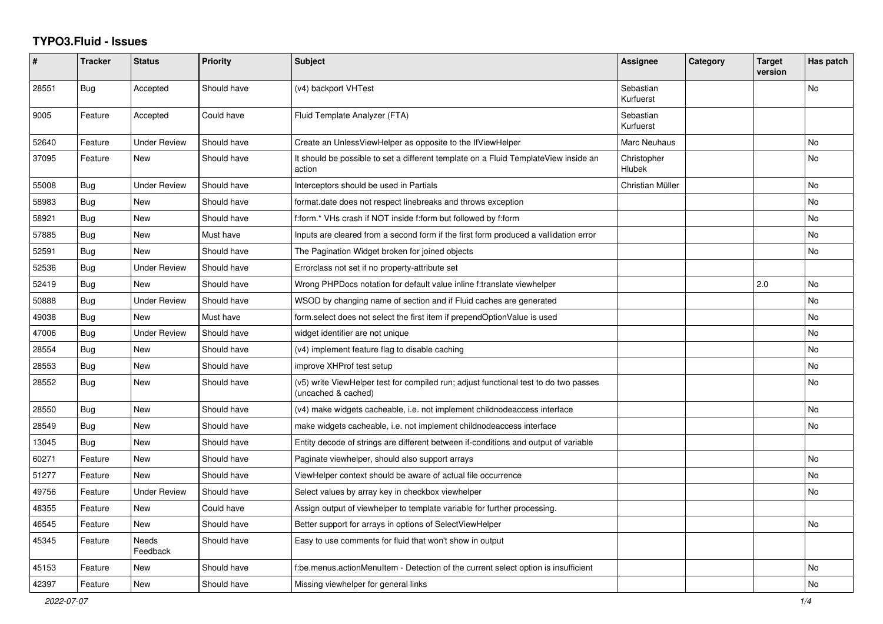# TYPO3.Fluid - Issues

| # | Tracker | Status | Priority | Subject | Assignee | Category | Target version | Has patch |
|---|---|---|---|---|---|---|---|---|
| 28551 | Bug | Accepted | Should have | (v4) backport VHTest | Sebastian Kurfuerst | | | No |
| 9005 | Feature | Accepted | Could have | Fluid Template Analyzer (FTA) | Sebastian Kurfuerst | | | |
| 52640 | Feature | Under Review | Should have | Create an UnlessViewHelper as opposite to the IfViewHelper | Marc Neuhaus | | | No |
| 37095 | Feature | New | Should have | It should be possible to set a different template on a Fluid TemplateView inside an action | Christopher Hlubek | | | No |
| 55008 | Bug | Under Review | Should have | Interceptors should be used in Partials | Christian Müller | | | No |
| 58983 | Bug | New | Should have | format.date does not respect linebreaks and throws exception | | | | No |
| 58921 | Bug | New | Should have | f:form.* VHs crash if NOT inside f:form but followed by f:form | | | | No |
| 57885 | Bug | New | Must have | Inputs are cleared from a second form if the first form produced a vallidation error | | | | No |
| 52591 | Bug | New | Should have | The Pagination Widget broken for joined objects | | | | No |
| 52536 | Bug | Under Review | Should have | Errorclass not set if no property-attribute set | | | | |
| 52419 | Bug | New | Should have | Wrong PHPDocs notation for default value inline f:translate viewhelper | | | 2.0 | No |
| 50888 | Bug | Under Review | Should have | WSOD by changing name of section and if Fluid caches are generated | | | | No |
| 49038 | Bug | New | Must have | form.select does not select the first item if prependOptionValue is used | | | | No |
| 47006 | Bug | Under Review | Should have | widget identifier are not unique | | | | No |
| 28554 | Bug | New | Should have | (v4) implement feature flag to disable caching | | | | No |
| 28553 | Bug | New | Should have | improve XHProf test setup | | | | No |
| 28552 | Bug | New | Should have | (v5) write ViewHelper test for compiled run; adjust functional test to do two passes (uncached & cached) | | | | No |
| 28550 | Bug | New | Should have | (v4) make widgets cacheable, i.e. not implement childnodeaccess interface | | | | No |
| 28549 | Bug | New | Should have | make widgets cacheable, i.e. not implement childnodeaccess interface | | | | No |
| 13045 | Bug | New | Should have | Entity decode of strings are different between if-conditions and output of variable | | | | |
| 60271 | Feature | New | Should have | Paginate viewhelper, should also support arrays | | | | No |
| 51277 | Feature | New | Should have | ViewHelper context should be aware of actual file occurrence | | | | No |
| 49756 | Feature | Under Review | Should have | Select values by array key in checkbox viewhelper | | | | No |
| 48355 | Feature | New | Could have | Assign output of viewhelper to template variable for further processing. | | | | |
| 46545 | Feature | New | Should have | Better support for arrays in options of SelectViewHelper | | | | No |
| 45345 | Feature | Needs Feedback | Should have | Easy to use comments for fluid that won't show in output | | | | |
| 45153 | Feature | New | Should have | f:be.menus.actionMenuItem - Detection of the current select option is insufficient | | | | No |
| 42397 | Feature | New | Should have | Missing viewhelper for general links | | | | No |

2022-07-07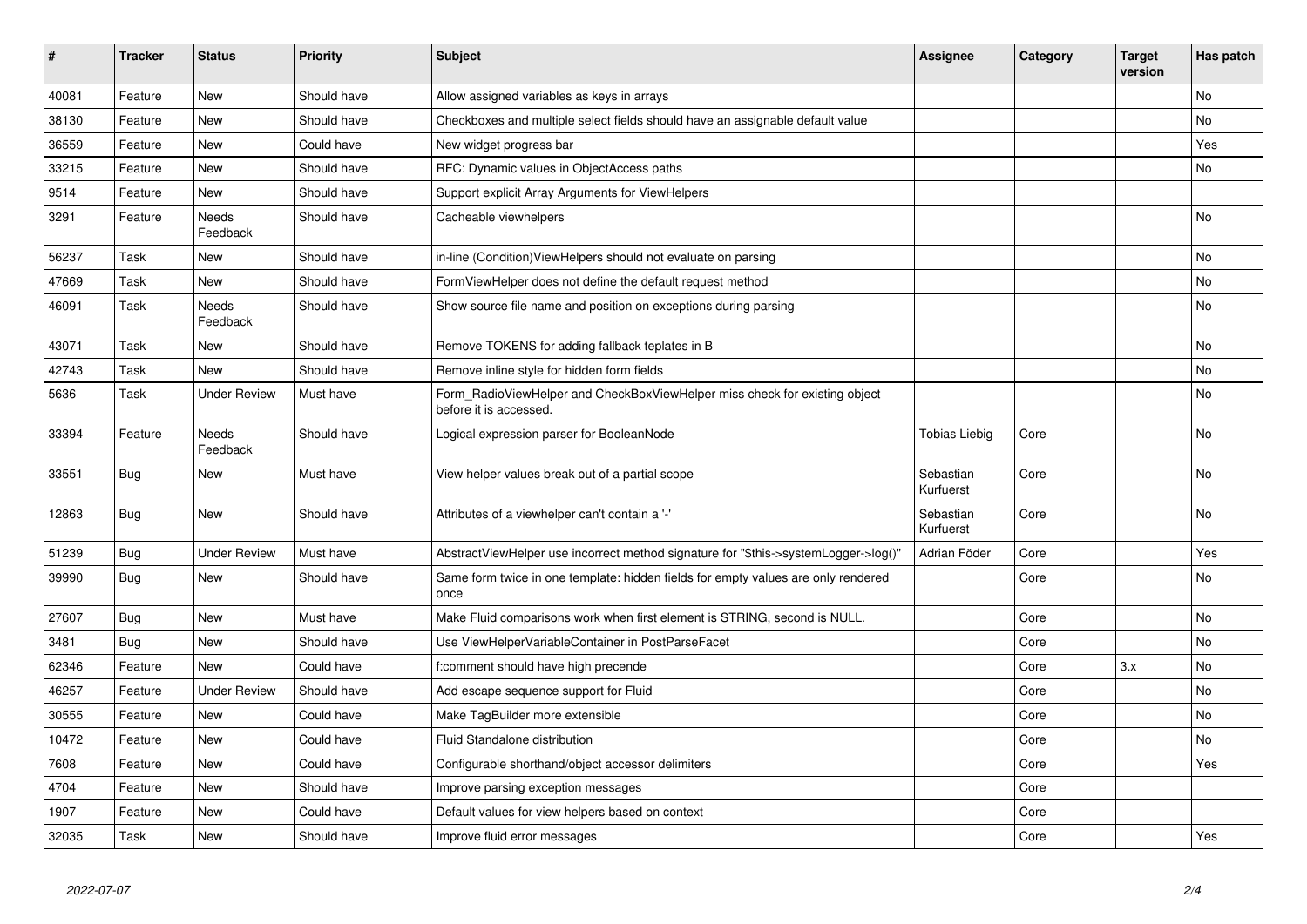| # | Tracker | Status | Priority | Subject | Assignee | Category | Target version | Has patch |
| --- | --- | --- | --- | --- | --- | --- | --- | --- |
| 40081 | Feature | New | Should have | Allow assigned variables as keys in arrays | | | | No |
| 38130 | Feature | New | Should have | Checkboxes and multiple select fields should have an assignable default value | | | | No |
| 36559 | Feature | New | Could have | New widget progress bar | | | | Yes |
| 33215 | Feature | New | Should have | RFC: Dynamic values in ObjectAccess paths | | | | No |
| 9514 | Feature | New | Should have | Support explicit Array Arguments for ViewHelpers | | | | |
| 3291 | Feature | Needs Feedback | Should have | Cacheable viewhelpers | | | | No |
| 56237 | Task | New | Should have | in-line (Condition)ViewHelpers should not evaluate on parsing | | | | No |
| 47669 | Task | New | Should have | FormViewHelper does not define the default request method | | | | No |
| 46091 | Task | Needs Feedback | Should have | Show source file name and position on exceptions during parsing | | | | No |
| 43071 | Task | New | Should have | Remove TOKENS for adding fallback teplates in B | | | | No |
| 42743 | Task | New | Should have | Remove inline style for hidden form fields | | | | No |
| 5636 | Task | Under Review | Must have | Form_RadioViewHelper and CheckBoxViewHelper miss check for existing object before it is accessed. | | | | No |
| 33394 | Feature | Needs Feedback | Should have | Logical expression parser for BooleanNode | Tobias Liebig | Core | | No |
| 33551 | Bug | New | Must have | View helper values break out of a partial scope | Sebastian Kurfuerst | Core | | No |
| 12863 | Bug | New | Should have | Attributes of a viewhelper can't contain a '-' | Sebastian Kurfuerst | Core | | No |
| 51239 | Bug | Under Review | Must have | AbstractViewHelper use incorrect method signature for "$this->systemLogger->log()" | Adrian Föder | Core | | Yes |
| 39990 | Bug | New | Should have | Same form twice in one template: hidden fields for empty values are only rendered once | | Core | | No |
| 27607 | Bug | New | Must have | Make Fluid comparisons work when first element is STRING, second is NULL. | | Core | | No |
| 3481 | Bug | New | Should have | Use ViewHelperVariableContainer in PostParseFacet | | Core | | No |
| 62346 | Feature | New | Could have | f:comment should have high precende | | Core | 3.x | No |
| 46257 | Feature | Under Review | Should have | Add escape sequence support for Fluid | | Core | | No |
| 30555 | Feature | New | Could have | Make TagBuilder more extensible | | Core | | No |
| 10472 | Feature | New | Could have | Fluid Standalone distribution | | Core | | No |
| 7608 | Feature | New | Could have | Configurable shorthand/object accessor delimiters | | Core | | Yes |
| 4704 | Feature | New | Should have | Improve parsing exception messages | | Core | | |
| 1907 | Feature | New | Could have | Default values for view helpers based on context | | Core | | |
| 32035 | Task | New | Should have | Improve fluid error messages | | Core | | Yes |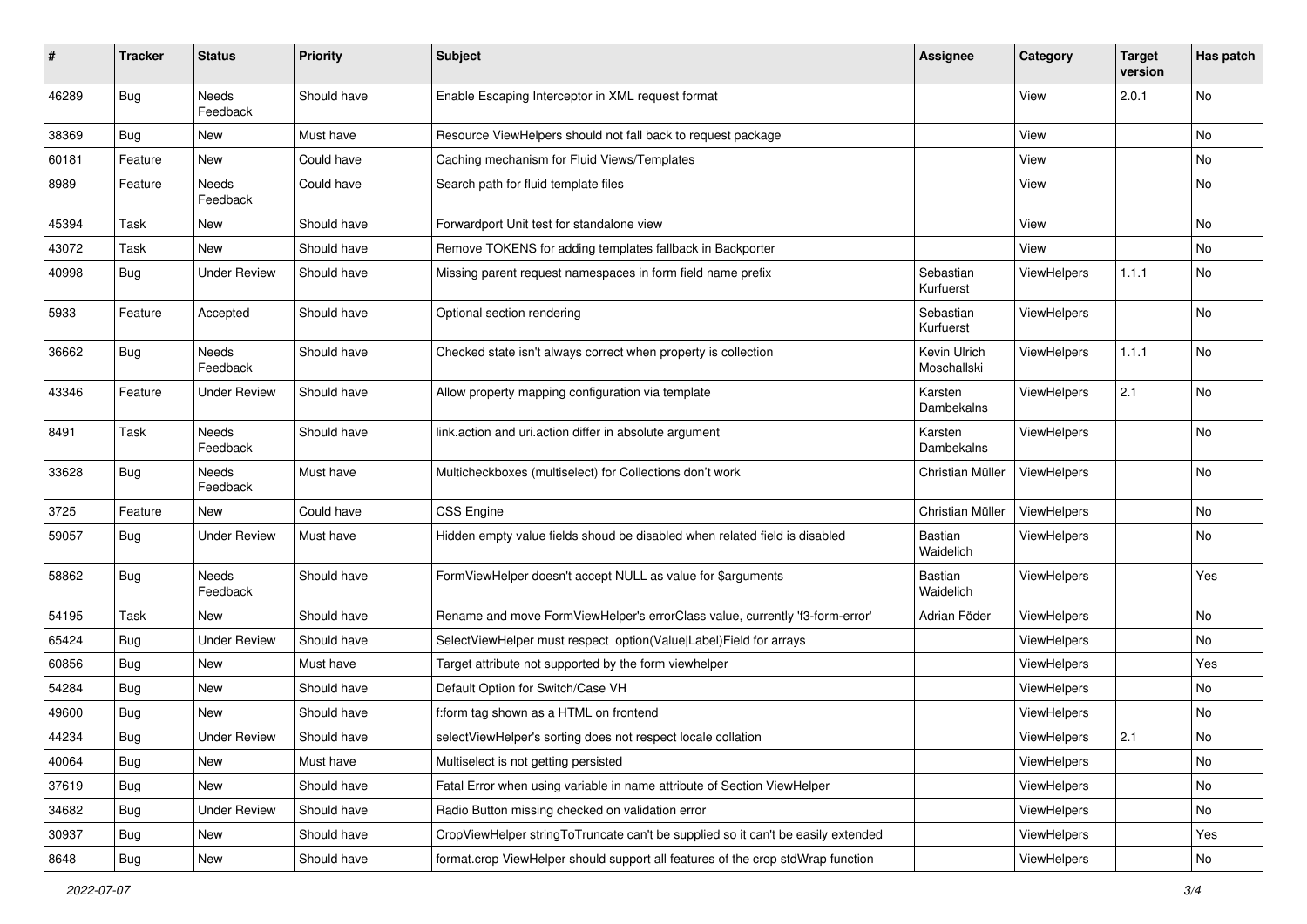| # | Tracker | Status | Priority | Subject | Assignee | Category | Target version | Has patch |
|---|---|---|---|---|---|---|---|---|
| 46289 | Bug | Needs Feedback | Should have | Enable Escaping Interceptor in XML request format | | View | 2.0.1 | No |
| 38369 | Bug | New | Must have | Resource ViewHelpers should not fall back to request package | | View | | No |
| 60181 | Feature | New | Could have | Caching mechanism for Fluid Views/Templates | | View | | No |
| 8989 | Feature | Needs Feedback | Could have | Search path for fluid template files | | View | | No |
| 45394 | Task | New | Should have | Forwardport Unit test for standalone view | | View | | No |
| 43072 | Task | New | Should have | Remove TOKENS for adding templates fallback in Backporter | | View | | No |
| 40998 | Bug | Under Review | Should have | Missing parent request namespaces in form field name prefix | Sebastian Kurfuerst | ViewHelpers | 1.1.1 | No |
| 5933 | Feature | Accepted | Should have | Optional section rendering | Sebastian Kurfuerst | ViewHelpers | | No |
| 36662 | Bug | Needs Feedback | Should have | Checked state isn't always correct when property is collection | Kevin Ulrich Moschallski | ViewHelpers | 1.1.1 | No |
| 43346 | Feature | Under Review | Should have | Allow property mapping configuration via template | Karsten Dambekalns | ViewHelpers | 2.1 | No |
| 8491 | Task | Needs Feedback | Should have | link.action and uri.action differ in absolute argument | Karsten Dambekalns | ViewHelpers | | No |
| 33628 | Bug | Needs Feedback | Must have | Multicheckboxes (multiselect) for Collections don't work | Christian Müller | ViewHelpers | | No |
| 3725 | Feature | New | Could have | CSS Engine | Christian Müller | ViewHelpers | | No |
| 59057 | Bug | Under Review | Must have | Hidden empty value fields shoud be disabled when related field is disabled | Bastian Waidelich | ViewHelpers | | No |
| 58862 | Bug | Needs Feedback | Should have | FormViewHelper doesn't accept NULL as value for $arguments | Bastian Waidelich | ViewHelpers | | Yes |
| 54195 | Task | New | Should have | Rename and move FormViewHelper's errorClass value, currently 'f3-form-error' | Adrian Föder | ViewHelpers | | No |
| 65424 | Bug | Under Review | Should have | SelectViewHelper must respect option(Value\|Label)Field for arrays | | ViewHelpers | | No |
| 60856 | Bug | New | Must have | Target attribute not supported by the form viewhelper | | ViewHelpers | | Yes |
| 54284 | Bug | New | Should have | Default Option for Switch/Case VH | | ViewHelpers | | No |
| 49600 | Bug | New | Should have | f:form tag shown as a HTML on frontend | | ViewHelpers | | No |
| 44234 | Bug | Under Review | Should have | selectViewHelper's sorting does not respect locale collation | | ViewHelpers | 2.1 | No |
| 40064 | Bug | New | Must have | Multiselect is not getting persisted | | ViewHelpers | | No |
| 37619 | Bug | New | Should have | Fatal Error when using variable in name attribute of Section ViewHelper | | ViewHelpers | | No |
| 34682 | Bug | Under Review | Should have | Radio Button missing checked on validation error | | ViewHelpers | | No |
| 30937 | Bug | New | Should have | CropViewHelper stringToTruncate can't be supplied so it can't be easily extended | | ViewHelpers | | Yes |
| 8648 | Bug | New | Should have | format.crop ViewHelper should support all features of the crop stdWrap function | | ViewHelpers | | No |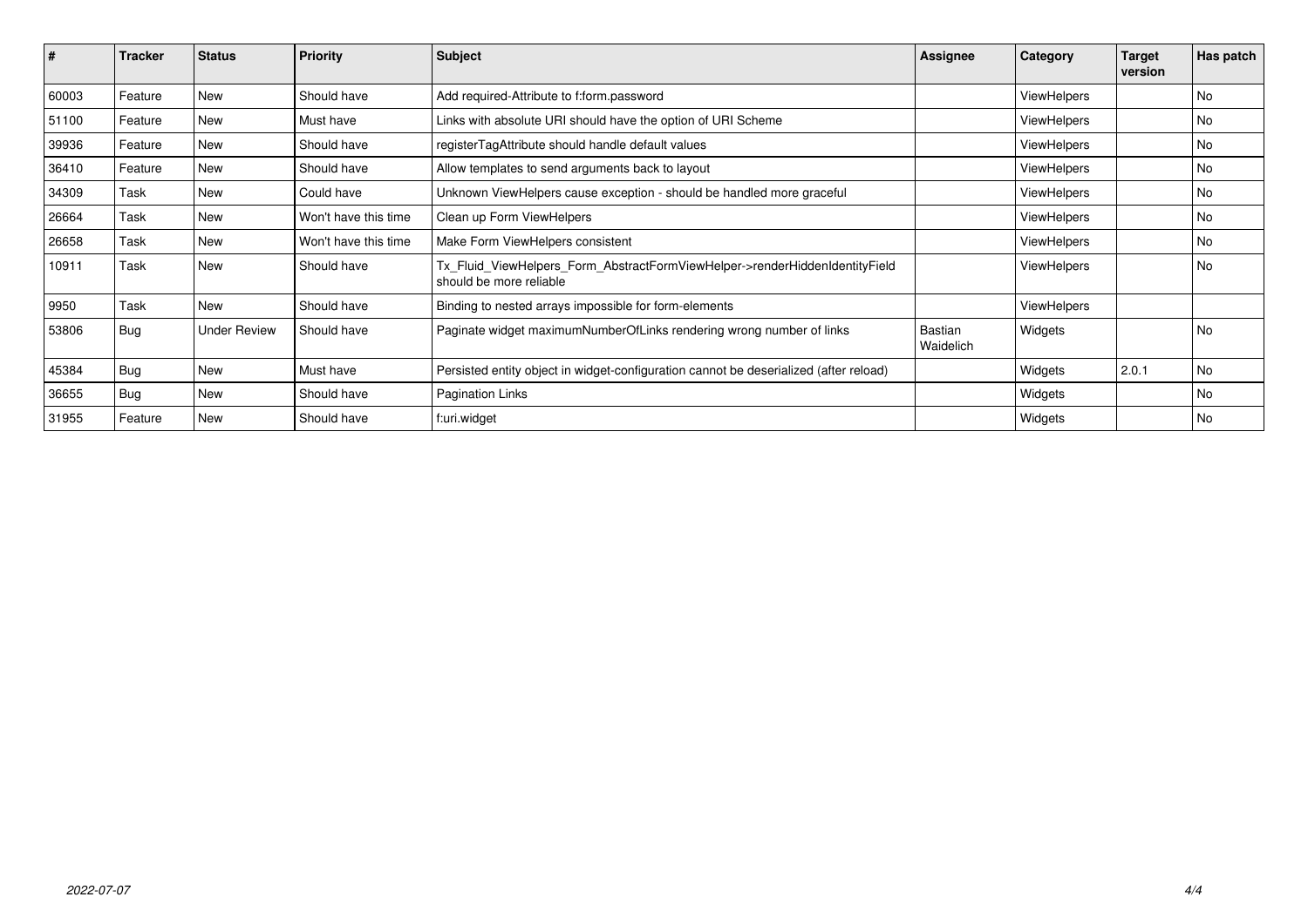| # | Tracker | Status | Priority | Subject | Assignee | Category | Target version | Has patch |
|---|---|---|---|---|---|---|---|---|
| 60003 | Feature | New | Should have | Add required-Attribute to f:form.password | | ViewHelpers | | No |
| 51100 | Feature | New | Must have | Links with absolute URI should have the option of URI Scheme | | ViewHelpers | | No |
| 39936 | Feature | New | Should have | registerTagAttribute should handle default values | | ViewHelpers | | No |
| 36410 | Feature | New | Should have | Allow templates to send arguments back to layout | | ViewHelpers | | No |
| 34309 | Task | New | Could have | Unknown ViewHelpers cause exception - should be handled more graceful | | ViewHelpers | | No |
| 26664 | Task | New | Won't have this time | Clean up Form ViewHelpers | | ViewHelpers | | No |
| 26658 | Task | New | Won't have this time | Make Form ViewHelpers consistent | | ViewHelpers | | No |
| 10911 | Task | New | Should have | Tx_Fluid_ViewHelpers_Form_AbstractFormViewHelper->renderHiddenIdentityField should be more reliable | | ViewHelpers | | No |
| 9950 | Task | New | Should have | Binding to nested arrays impossible for form-elements | | ViewHelpers | | |
| 53806 | Bug | Under Review | Should have | Paginate widget maximumNumberOfLinks rendering wrong number of links | Bastian Waidelich | Widgets | | No |
| 45384 | Bug | New | Must have | Persisted entity object in widget-configuration cannot be deserialized (after reload) | | Widgets | 2.0.1 | No |
| 36655 | Bug | New | Should have | Pagination Links | | Widgets | | No |
| 31955 | Feature | New | Should have | f:uri.widget | | Widgets | | No |